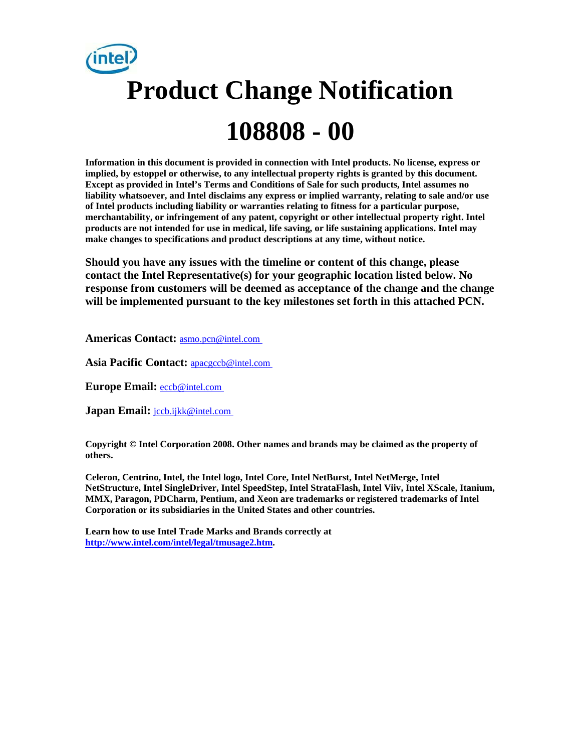# Product Change Notification

# 108808 - 00

**Information in this document is provided in connection with Intel products. No license, express or implied, by estoppel or otherwise, to any intellectual property rights is granted by this document. Except as provided in Intel's Terms and Conditions of Sale for such products, Intel assumes no liability whatsoever, and Intel disclaims any express or implied warranty, relating to sale and/or use of Intel products including liability or warranties relating to fitness for a particular purpose, merchantability, or infringement of any patent, copyright or other intellectual property right. Intel products are not intended for use in medical, life saving, or life sustaining applications. Intel may make changes to specifications and product descriptions at any time, without notice.**

**Should you have any issues with the timeline or content of this change, please contact the Intel Representative(s) for your geographic location listed below. No response from customers will be deemed as acceptance of the change and the change will be implemented pursuant to the key milestones set forth in this attached PCN.**

**Americas Contact:** asmo.pcn@intel.com

**Asia Pacific Contact:** apacgccb@intel.com

**Europe Email:** eccb@intel.com

**Japan Email:** jccb.ijkk@intel.com

**Copyright © Intel Corporation 2008. Other names and brands may be claimed as the property of others.**

**Celeron, Centrino, Intel, the Intel logo, Intel Core, Intel NetBurst, Intel NetMerge, Intel NetStructure, Intel SingleDriver, Intel SpeedStep, Intel StrataFlash, Intel Viiv, Intel XScale, Itanium, MMX, Paragon, PDCharm, Pentium, and Xeon are trademarks or registered trademarks of Intel Corporation or its subsidiaries in the United States and other countries.**

**Learn how to use Intel Trade Marks and Brands correctly at http://www.intel.com/intel/legal/tmusage2.htm.**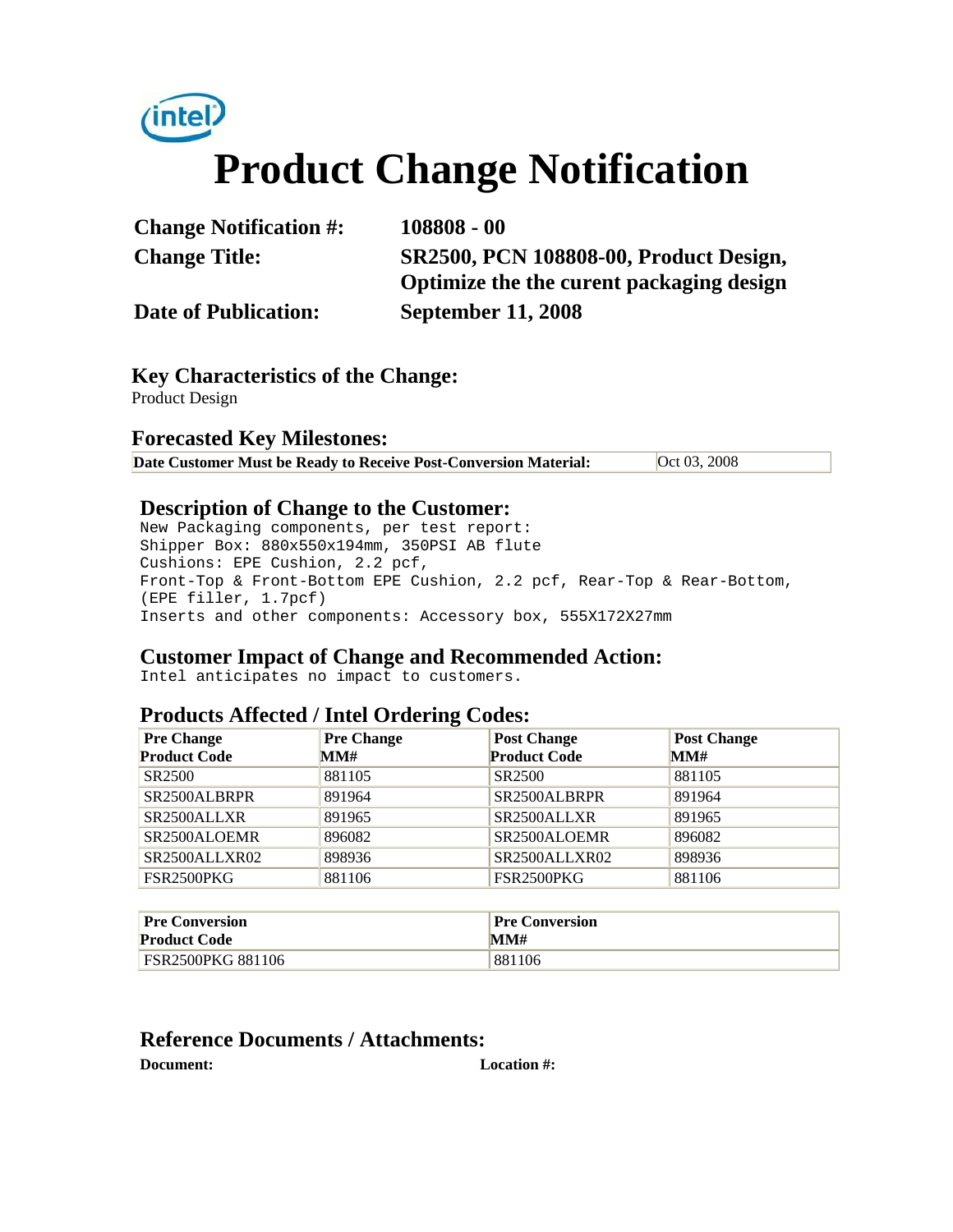# Product Change Notification

**Change Notification #:** 108808 - 00

**Change Title:** SR2500, PCN 108808-00, Product Design, Optimize the the curent packaging design

**Date of Publication:** September 11, 2008

## Key Characteristics of the Change:

Product Design

## Forecasted Key Milestones:

| Date Customer Must be Ready to Receive Post-Conversion Material: | Oct 03, 2008 |
|---|---|

## Description of Change to the Customer:

```
New Packaging components, per test report:
Shipper Box: 880x550x194mm, 350PSI AB flute
Cushions: EPE Cushion, 2.2 pcf,
Front-Top & Front-Bottom EPE Cushion, 2.2 pcf, Rear-Top & Rear-Bottom,
(EPE filler, 1.7pcf)
Inserts and other components: Accessory box, 555X172X27mm
```

## Customer Impact of Change and Recommended Action:

```
Intel anticipates no impact to customers.
```

## Products Affected / Intel Ordering Codes:

| Pre Change Product Code | Pre Change MM# | Post Change Product Code | Post Change MM# |
|---|---|---|---|
| SR2500 | 881105 | SR2500 | 881105 |
| SR2500ALBRPR | 891964 | SR2500ALBRPR | 891964 |
| SR2500ALLXR | 891965 | SR2500ALLXR | 891965 |
| SR2500ALOEMR | 896082 | SR2500ALOEMR | 896082 |
| SR2500ALLXR02 | 898936 | SR2500ALLXR02 | 898936 |
| FSR2500PKG | 881106 | FSR2500PKG | 881106 |

| Pre Conversion Product Code | Pre Conversion MM# |
|---|---|
| FSR2500PKG 881106 | 881106 |

## Reference Documents / Attachments:

| Document: | Location #: |
|---|---|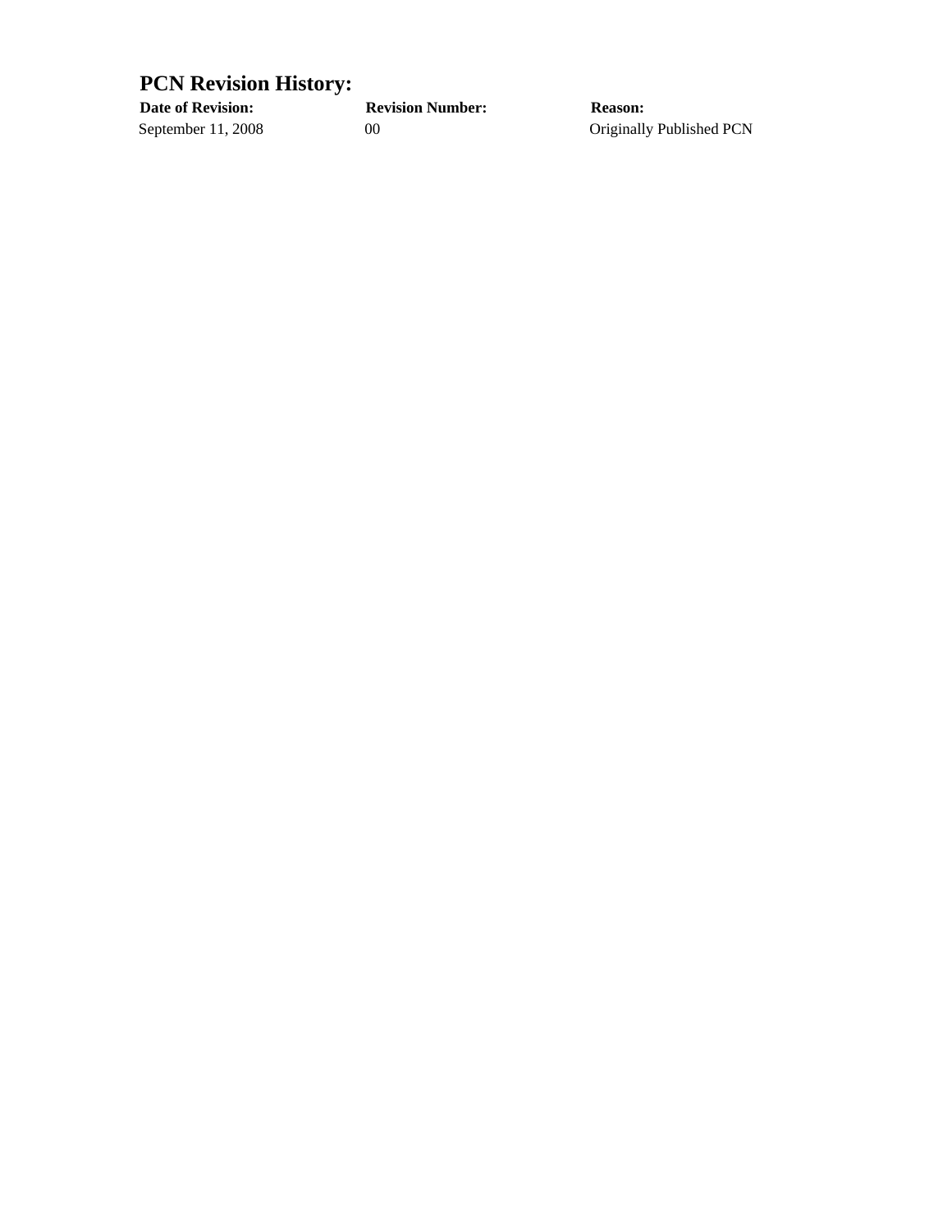## PCN Revision History:

| Date of Revision: | Revision Number: | Reason: |
|---|---|---|
| September 11, 2008 | 00 | Originally Published PCN |